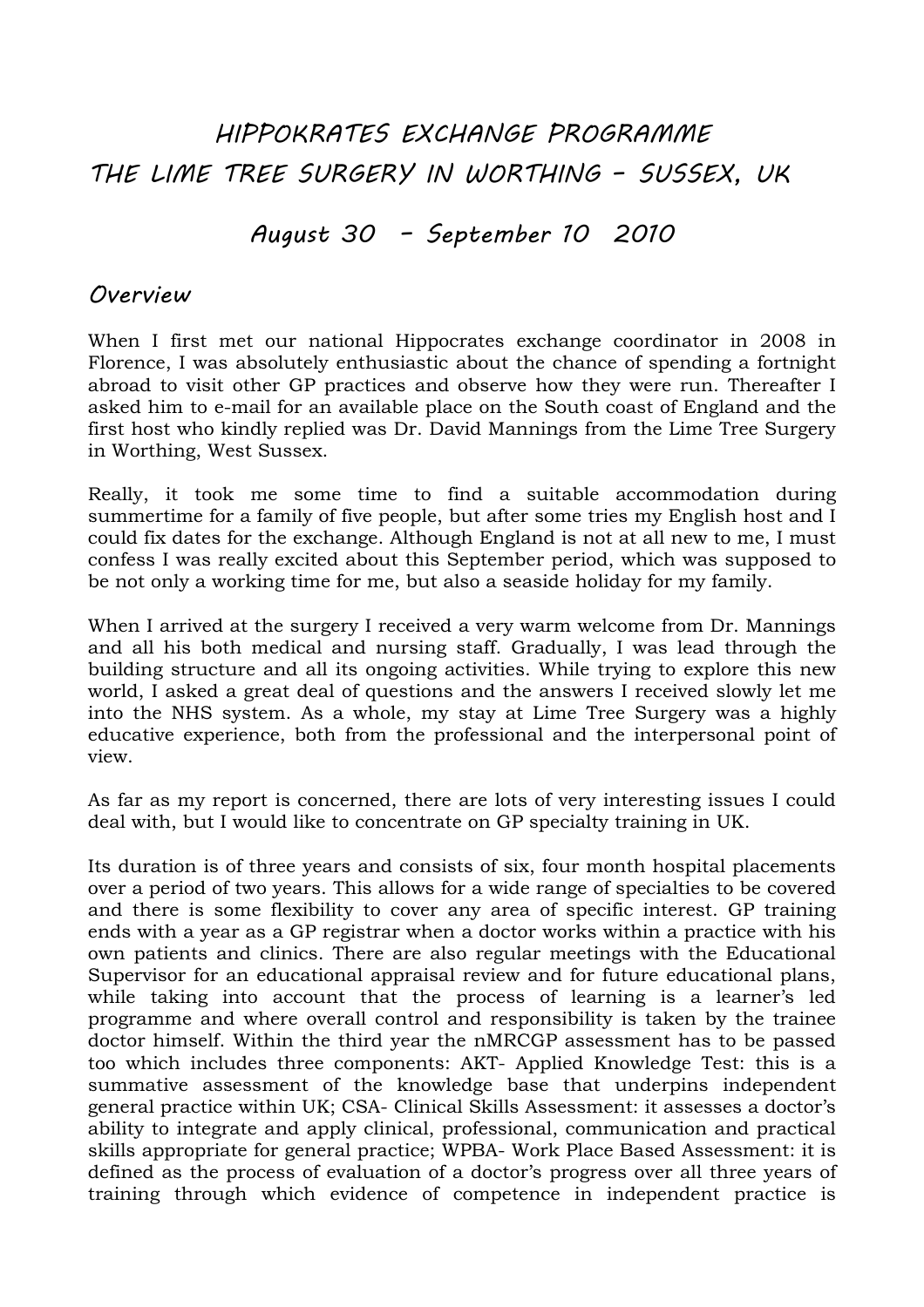# HIPPOKRATES EXCHANGE PROGRAMME
# THE LIME TREE SURGERY IN WORTHING – SUSSEX, UK

## August 30 – September 10 2010

### Overview

When I first met our national Hippocrates exchange coordinator in 2008 in Florence, I was absolutely enthusiastic about the chance of spending a fortnight abroad to visit other GP practices and observe how they were run. Thereafter I asked him to e-mail for an available place on the South coast of England and the first host who kindly replied was Dr. David Mannings from the Lime Tree Surgery in Worthing, West Sussex.

Really, it took me some time to find a suitable accommodation during summertime for a family of five people, but after some tries my English host and I could fix dates for the exchange. Although England is not at all new to me, I must confess I was really excited about this September period, which was supposed to be not only a working time for me, but also a seaside holiday for my family.

When I arrived at the surgery I received a very warm welcome from Dr. Mannings and all his both medical and nursing staff. Gradually, I was lead through the building structure and all its ongoing activities. While trying to explore this new world, I asked a great deal of questions and the answers I received slowly let me into the NHS system. As a whole, my stay at Lime Tree Surgery was a highly educative experience, both from the professional and the interpersonal point of view.

As far as my report is concerned, there are lots of very interesting issues I could deal with, but I would like to concentrate on GP specialty training in UK.

Its duration is of three years and consists of six, four month hospital placements over a period of two years. This allows for a wide range of specialties to be covered and there is some flexibility to cover any area of specific interest. GP training ends with a year as a GP registrar when a doctor works within a practice with his own patients and clinics. There are also regular meetings with the Educational Supervisor for an educational appraisal review and for future educational plans, while taking into account that the process of learning is a learner's led programme and where overall control and responsibility is taken by the trainee doctor himself. Within the third year the nMRCGP assessment has to be passed too which includes three components: AKT- Applied Knowledge Test: this is a summative assessment of the knowledge base that underpins independent general practice within UK; CSA- Clinical Skills Assessment: it assesses a doctor's ability to integrate and apply clinical, professional, communication and practical skills appropriate for general practice; WPBA- Work Place Based Assessment: it is defined as the process of evaluation of a doctor's progress over all three years of training through which evidence of competence in independent practice is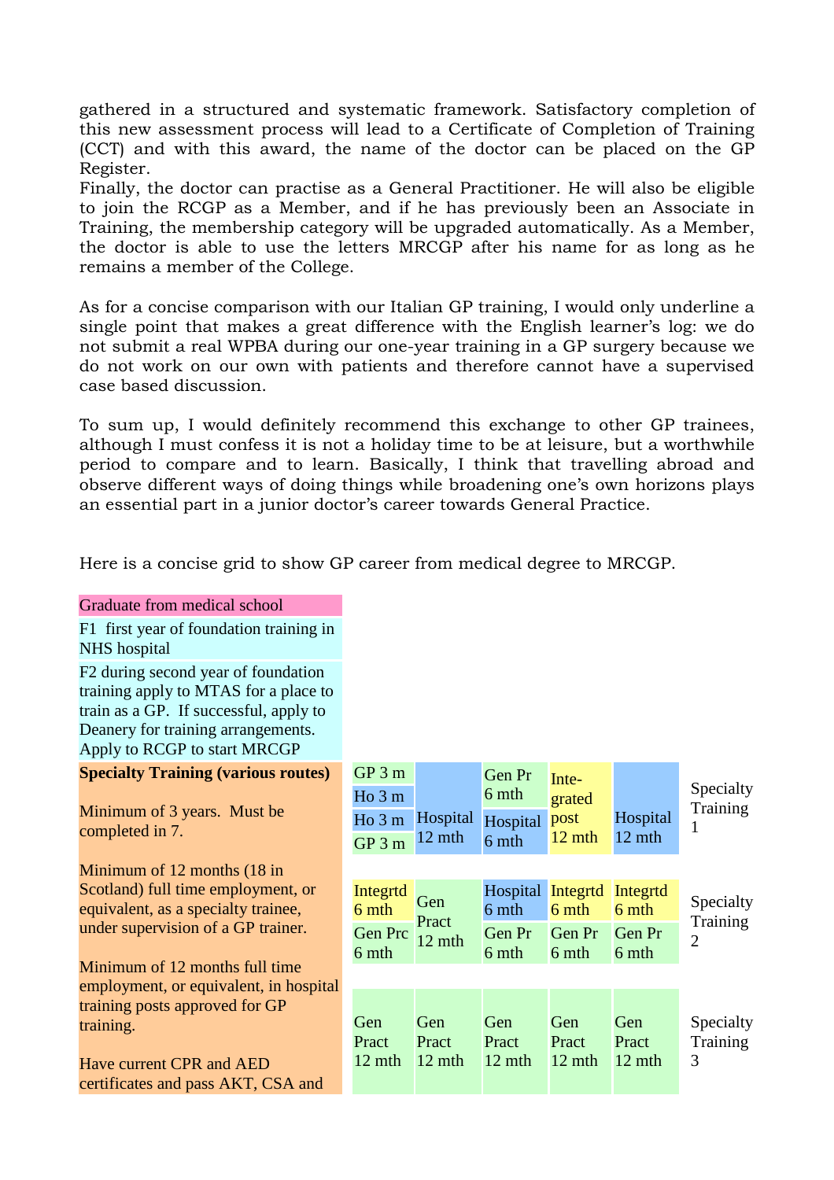gathered in a structured and systematic framework. Satisfactory completion of this new assessment process will lead to a Certificate of Completion of Training (CCT) and with this award, the name of the doctor can be placed on the GP Register.
Finally, the doctor can practise as a General Practitioner. He will also be eligible to join the RCGP as a Member, and if he has previously been an Associate in Training, the membership category will be upgraded automatically. As a Member, the doctor is able to use the letters MRCGP after his name for as long as he remains a member of the College.

As for a concise comparison with our Italian GP training, I would only underline a single point that makes a great difference with the English learner's log: we do not submit a real WPBA during our one-year training in a GP surgery because we do not work on our own with patients and therefore cannot have a supervised case based discussion.

To sum up, I would definitely recommend this exchange to other GP trainees, although I must confess it is not a holiday time to be at leisure, but a worthwhile period to compare and to learn. Basically, I think that travelling abroad and observe different ways of doing things while broadening one's own horizons plays an essential part in a junior doctor's career towards General Practice.

Here is a concise grid to show GP career from medical degree to MRCGP.

| | | | | | | |
|---|---|---|---|---|---|---|
| Graduate from medical school | | | | | | |
| F1 first year of foundation training in NHS hospital | | | | | | |
| F2 during second year of foundation training apply to MTAS for a place to train as a GP. If successful, apply to Deanery for training arrangements. Apply to RCGP to start MRCGP | | | | | | |
| **Specialty Training (various routes)**<br><br>Minimum of 3 years. Must be completed in 7. | GP 3 m<br>Ho 3 m<br>Ho 3 m<br>GP 3 m | Hospital 12 mth | Gen Pr 6 mth<br>Hospital 6 mth | Integrated post 12 mth | Hospital 12 mth | Specialty Training 1 |
| Minimum of 12 months (18 in Scotland) full time employment, or equivalent, as a specialty trainee, under supervision of a GP trainer. | Integrtd 6 mth<br>Gen Prc 6 mth | Gen Pract 12 mth | Hospital 6 mth<br>Gen Pr 6 mth | Integrtd 6 mth<br>Gen Pr 6 mth | Integrtd 6 mth<br>Gen Pr 6 mth | Specialty Training 2 |
| Minimum of 12 months full time employment, or equivalent, in hospital training posts approved for GP training.<br><br>Have current CPR and AED certificates and pass AKT, CSA and | Gen Pract 12 mth | Gen Pract 12 mth | Gen Pract 12 mth | Gen Pract 12 mth | Gen Pract 12 mth | Specialty Training 3 |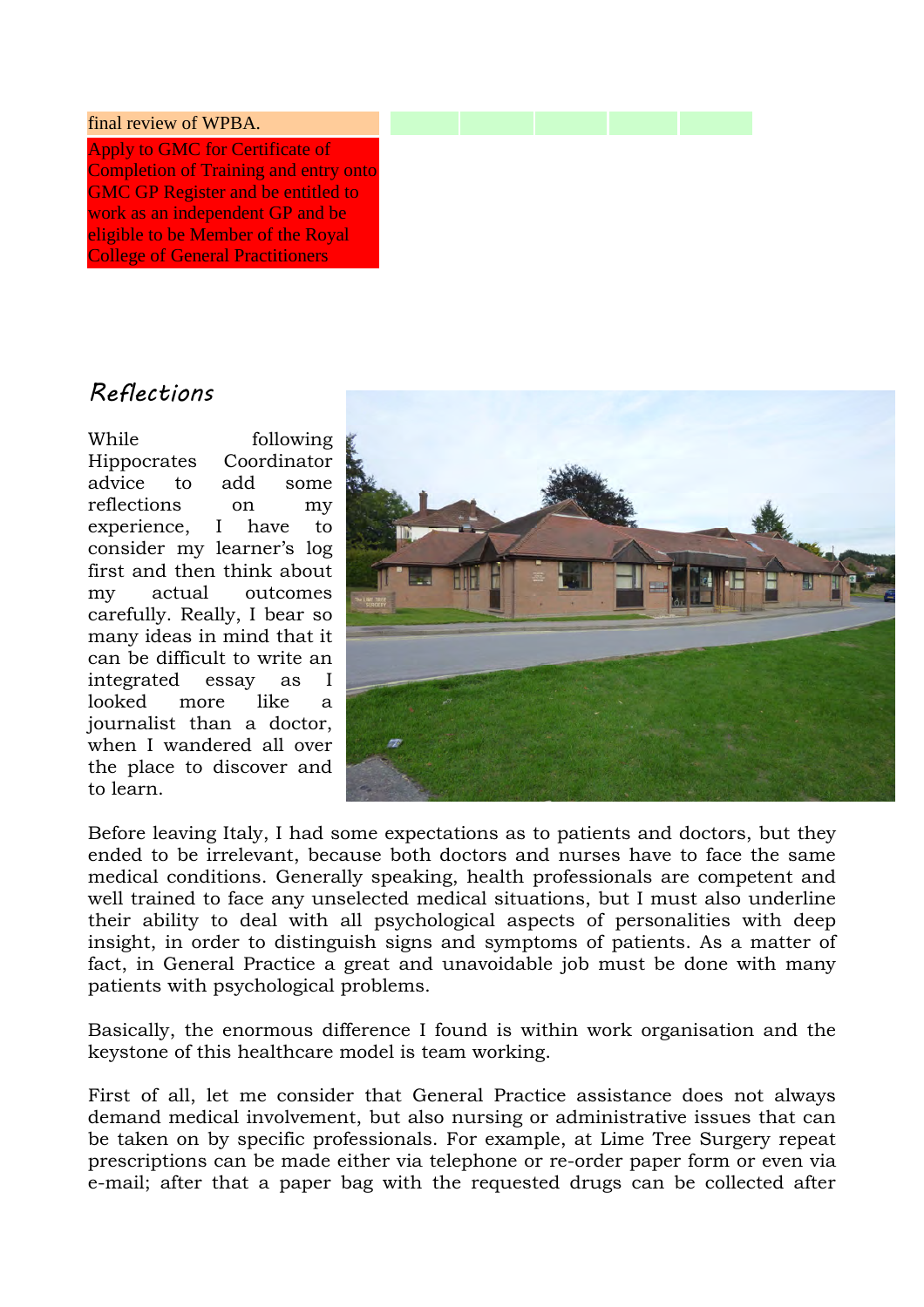| | | | | | |
|---|---|---|---|---|---|
| final review of WPBA. | | | | | |
| Apply to GMC for Certificate of Completion of Training and entry onto GMC GP Register and be entitled to work as an independent GP and be eligible to be Member of the Royal College of General Practitioners | | | | | |

## Reflections

While following Hippocrates Coordinator advice to add some reflections on my experience, I have to consider my learner's log first and then think about my actual outcomes carefully. Really, I bear so many ideas in mind that it can be difficult to write an integrated essay as I looked more like a journalist than a doctor, when I wandered all over the place to discover and to learn.

Before leaving Italy, I had some expectations as to patients and doctors, but they ended to be irrelevant, because both doctors and nurses have to face the same medical conditions. Generally speaking, health professionals are competent and well trained to face any unselected medical situations, but I must also underline their ability to deal with all psychological aspects of personalities with deep insight, in order to distinguish signs and symptoms of patients. As a matter of fact, in General Practice a great and unavoidable job must be done with many patients with psychological problems.

Basically, the enormous difference I found is within work organisation and the keystone of this healthcare model is team working.

First of all, let me consider that General Practice assistance does not always demand medical involvement, but also nursing or administrative issues that can be taken on by specific professionals. For example, at Lime Tree Surgery repeat prescriptions can be made either via telephone or re-order paper form or even via e-mail; after that a paper bag with the requested drugs can be collected after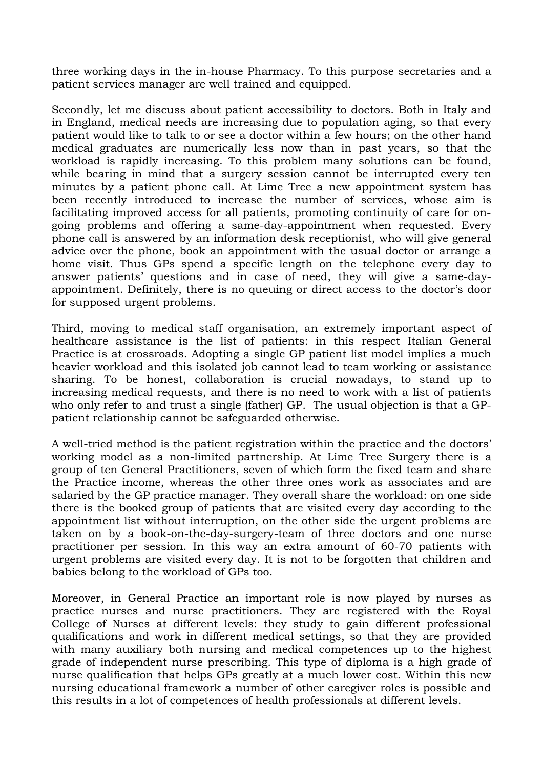three working days in the in-house Pharmacy. To this purpose secretaries and a patient services manager are well trained and equipped.

Secondly, let me discuss about patient accessibility to doctors. Both in Italy and in England, medical needs are increasing due to population aging, so that every patient would like to talk to or see a doctor within a few hours; on the other hand medical graduates are numerically less now than in past years, so that the workload is rapidly increasing. To this problem many solutions can be found, while bearing in mind that a surgery session cannot be interrupted every ten minutes by a patient phone call. At Lime Tree a new appointment system has been recently introduced to increase the number of services, whose aim is facilitating improved access for all patients, promoting continuity of care for on-going problems and offering a same-day-appointment when requested. Every phone call is answered by an information desk receptionist, who will give general advice over the phone, book an appointment with the usual doctor or arrange a home visit. Thus GPs spend a specific length on the telephone every day to answer patients' questions and in case of need, they will give a same-day-appointment. Definitely, there is no queuing or direct access to the doctor's door for supposed urgent problems.

Third, moving to medical staff organisation, an extremely important aspect of healthcare assistance is the list of patients: in this respect Italian General Practice is at crossroads. Adopting a single GP patient list model implies a much heavier workload and this isolated job cannot lead to team working or assistance sharing. To be honest, collaboration is crucial nowadays, to stand up to increasing medical requests, and there is no need to work with a list of patients who only refer to and trust a single (father) GP. The usual objection is that a GP-patient relationship cannot be safeguarded otherwise.

A well-tried method is the patient registration within the practice and the doctors' working model as a non-limited partnership. At Lime Tree Surgery there is a group of ten General Practitioners, seven of which form the fixed team and share the Practice income, whereas the other three ones work as associates and are salaried by the GP practice manager. They overall share the workload: on one side there is the booked group of patients that are visited every day according to the appointment list without interruption, on the other side the urgent problems are taken on by a book-on-the-day-surgery-team of three doctors and one nurse practitioner per session. In this way an extra amount of 60-70 patients with urgent problems are visited every day. It is not to be forgotten that children and babies belong to the workload of GPs too.

Moreover, in General Practice an important role is now played by nurses as practice nurses and nurse practitioners. They are registered with the Royal College of Nurses at different levels: they study to gain different professional qualifications and work in different medical settings, so that they are provided with many auxiliary both nursing and medical competences up to the highest grade of independent nurse prescribing. This type of diploma is a high grade of nurse qualification that helps GPs greatly at a much lower cost. Within this new nursing educational framework a number of other caregiver roles is possible and this results in a lot of competences of health professionals at different levels.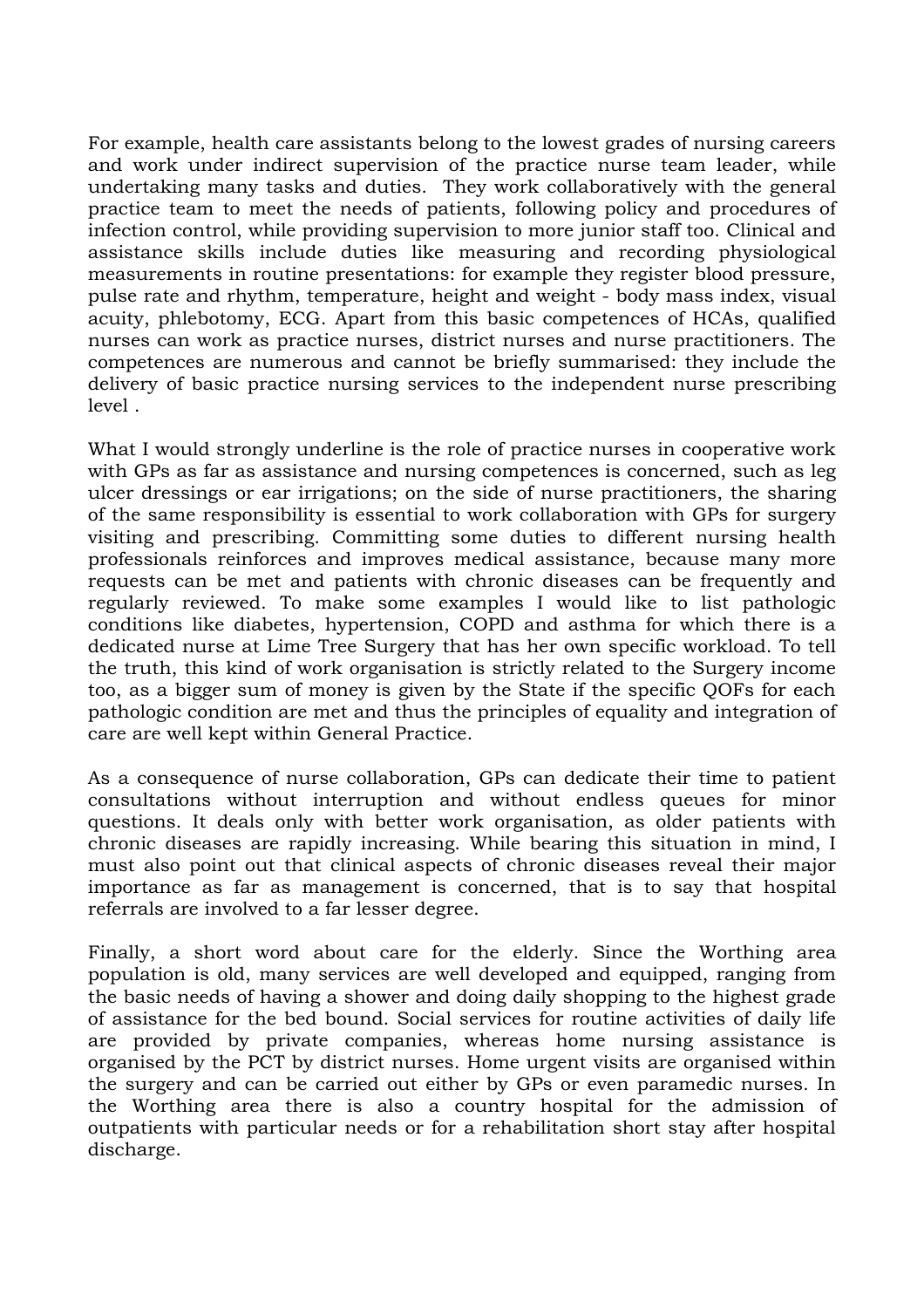For example, health care assistants belong to the lowest grades of nursing careers and work under indirect supervision of the practice nurse team leader, while undertaking many tasks and duties. They work collaboratively with the general practice team to meet the needs of patients, following policy and procedures of infection control, while providing supervision to more junior staff too. Clinical and assistance skills include duties like measuring and recording physiological measurements in routine presentations: for example they register blood pressure, pulse rate and rhythm, temperature, height and weight - body mass index, visual acuity, phlebotomy, ECG. Apart from this basic competences of HCAs, qualified nurses can work as practice nurses, district nurses and nurse practitioners. The competences are numerous and cannot be briefly summarised: they include the delivery of basic practice nursing services to the independent nurse prescribing level .

What I would strongly underline is the role of practice nurses in cooperative work with GPs as far as assistance and nursing competences is concerned, such as leg ulcer dressings or ear irrigations; on the side of nurse practitioners, the sharing of the same responsibility is essential to work collaboration with GPs for surgery visiting and prescribing. Committing some duties to different nursing health professionals reinforces and improves medical assistance, because many more requests can be met and patients with chronic diseases can be frequently and regularly reviewed. To make some examples I would like to list pathologic conditions like diabetes, hypertension, COPD and asthma for which there is a dedicated nurse at Lime Tree Surgery that has her own specific workload. To tell the truth, this kind of work organisation is strictly related to the Surgery income too, as a bigger sum of money is given by the State if the specific QOFs for each pathologic condition are met and thus the principles of equality and integration of care are well kept within General Practice.

As a consequence of nurse collaboration, GPs can dedicate their time to patient consultations without interruption and without endless queues for minor questions. It deals only with better work organisation, as older patients with chronic diseases are rapidly increasing. While bearing this situation in mind, I must also point out that clinical aspects of chronic diseases reveal their major importance as far as management is concerned, that is to say that hospital referrals are involved to a far lesser degree.

Finally, a short word about care for the elderly. Since the Worthing area population is old, many services are well developed and equipped, ranging from the basic needs of having a shower and doing daily shopping to the highest grade of assistance for the bed bound. Social services for routine activities of daily life are provided by private companies, whereas home nursing assistance is organised by the PCT by district nurses. Home urgent visits are organised within the surgery and can be carried out either by GPs or even paramedic nurses. In the Worthing area there is also a country hospital for the admission of outpatients with particular needs or for a rehabilitation short stay after hospital discharge.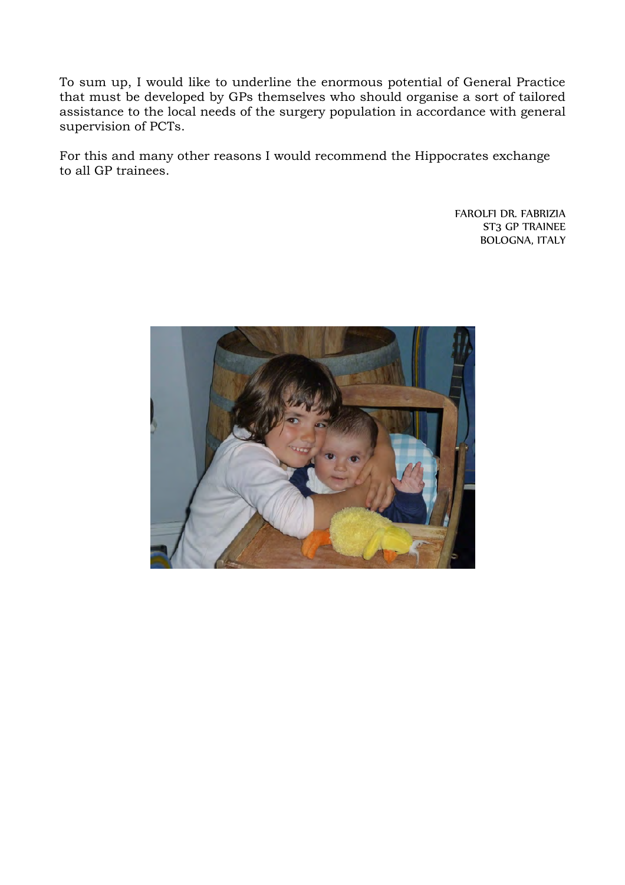To sum up, I would like to underline the enormous potential of General Practice that must be developed by GPs themselves who should organise a sort of tailored assistance to the local needs of the surgery population in accordance with general supervision of PCTs.

For this and many other reasons I would recommend the Hippocrates exchange to all GP trainees.

FAROLFI DR. FABRIZIA
ST3 GP TRAINEE
BOLOGNA, ITALY